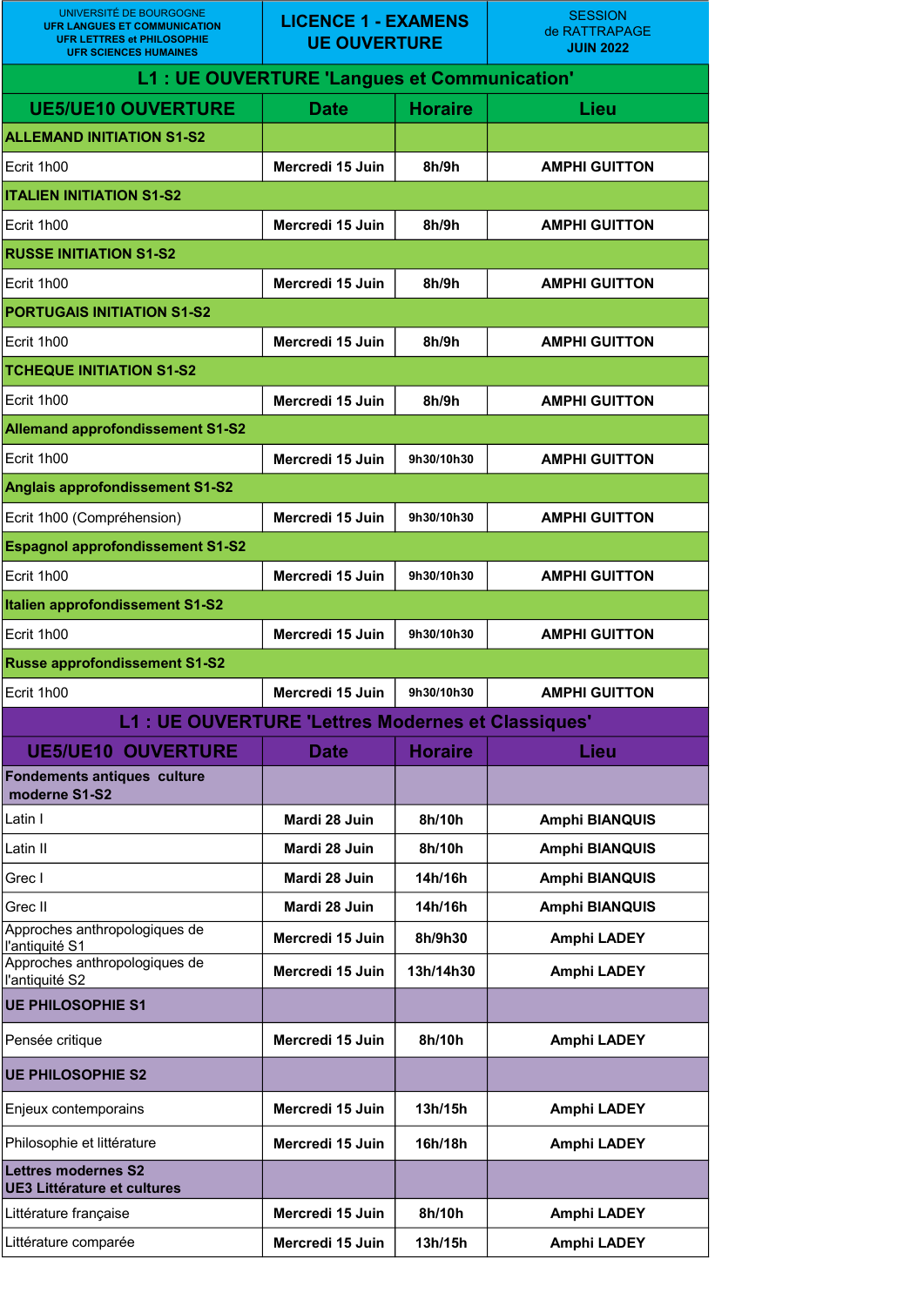| UNIVERSITÉ DE BOURGOGNE<br>UFR LANGUES ET COMMUNICATION<br>UFR LETTRES et PHILOSOPHIE<br>UFR SCIENCES HUMAINES | LICENCE 1 - EXAMENS<br>UE OUVERTURE | | SESSION<br>de RATTRAPAGE<br>JUIN 2022 |
|---|---|---|---|
| **L1 : UE OUVERTURE 'Langues et Communication'** | | | |
| **UE5/UE10 OUVERTURE** | **Date** | **Horaire** | **Lieu** |
| **ALLEMAND INITIATION S1-S2** | | | |
| Ecrit 1h00 | **Mercredi 15 Juin** | **8h/9h** | **AMPHI GUITTON** |
| **ITALIEN INITIATION S1-S2** | | | |
| Ecrit 1h00 | **Mercredi 15 Juin** | **8h/9h** | **AMPHI GUITTON** |
| **RUSSE INITIATION S1-S2** | | | |
| Ecrit 1h00 | **Mercredi 15 Juin** | **8h/9h** | **AMPHI GUITTON** |
| **PORTUGAIS INITIATION S1-S2** | | | |
| Ecrit 1h00 | **Mercredi 15 Juin** | **8h/9h** | **AMPHI GUITTON** |
| **TCHEQUE INITIATION S1-S2** | | | |
| Ecrit 1h00 | **Mercredi 15 Juin** | **8h/9h** | **AMPHI GUITTON** |
| **Allemand approfondissement S1-S2** | | | |
| Ecrit 1h00 | **Mercredi 15 Juin** | **9h30/10h30** | **AMPHI GUITTON** |
| **Anglais approfondissement S1-S2** | | | |
| Ecrit 1h00 (Compréhension) | **Mercredi 15 Juin** | **9h30/10h30** | **AMPHI GUITTON** |
| **Espagnol approfondissement S1-S2** | | | |
| Ecrit 1h00 | **Mercredi 15 Juin** | **9h30/10h30** | **AMPHI GUITTON** |
| **Italien approfondissement S1-S2** | | | |
| Ecrit 1h00 | **Mercredi 15 Juin** | **9h30/10h30** | **AMPHI GUITTON** |
| **Russe approfondissement S1-S2** | | | |
| Ecrit 1h00 | **Mercredi 15 Juin** | **9h30/10h30** | **AMPHI GUITTON** |
| **L1 : UE OUVERTURE 'Lettres Modernes et Classiques'** | | | |
| **UE5/UE10 OUVERTURE** | **Date** | **Horaire** | **Lieu** |
| **Fondements antiques culture moderne S1-S2** | | | |
| Latin I | **Mardi 28 Juin** | **8h/10h** | **Amphi BIANQUIS** |
| Latin II | **Mardi 28 Juin** | **8h/10h** | **Amphi BIANQUIS** |
| Grec I | **Mardi 28 Juin** | **14h/16h** | **Amphi BIANQUIS** |
| Grec II | **Mardi 28 Juin** | **14h/16h** | **Amphi BIANQUIS** |
| Approches anthropologiques de l'antiquité S1 | **Mercredi 15 Juin** | **8h/9h30** | **Amphi LADEY** |
| Approches anthropologiques de l'antiquité S2 | **Mercredi 15 Juin** | **13h/14h30** | **Amphi LADEY** |
| **UE PHILOSOPHIE S1** | | | |
| Pensée critique | **Mercredi 15 Juin** | **8h/10h** | **Amphi LADEY** |
| **UE PHILOSOPHIE S2** | | | |
| Enjeux contemporains | **Mercredi 15 Juin** | **13h/15h** | **Amphi LADEY** |
| Philosophie et littérature | **Mercredi 15 Juin** | **16h/18h** | **Amphi LADEY** |
| **Lettres modernes S2<br>UE3 Littérature et cultures** | | | |
| Littérature française | **Mercredi 15 Juin** | **8h/10h** | **Amphi LADEY** |
| Littérature comparée | **Mercredi 15 Juin** | **13h/15h** | **Amphi LADEY** |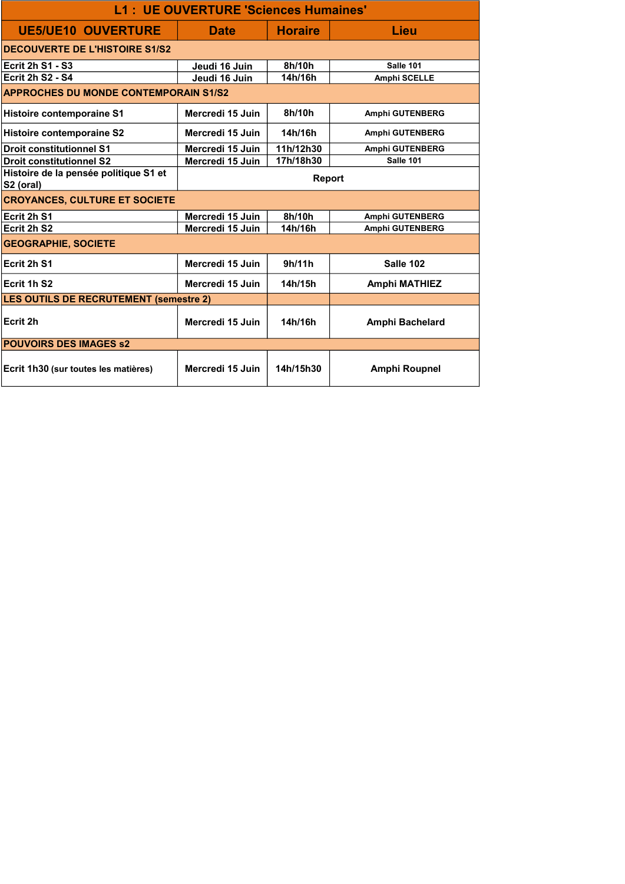| L1 : UE OUVERTURE 'Sciences Humaines' | | | |
|---|---|---|---|
| **UE5/UE10 OUVERTURE** | **Date** | **Horaire** | **Lieu** |
| **DECOUVERTE DE L'HISTOIRE S1/S2** | | | |
| Ecrit 2h S1 - S3 | Jeudi 16 Juin | 8h/10h | Salle 101 |
| Ecrit 2h S2 - S4 | Jeudi 16 Juin | 14h/16h | Amphi SCELLE |
| **APPROCHES DU MONDE CONTEMPORAIN S1/S2** | | | |
| Histoire contemporaine S1 | Mercredi 15 Juin | 8h/10h | Amphi GUTENBERG |
| Histoire contemporaine S2 | Mercredi 15 Juin | 14h/16h | Amphi GUTENBERG |
| Droit constitutionnel S1 | Mercredi 15 Juin | 11h/12h30 | Amphi GUTENBERG |
| Droit constitutionnel S2 | Mercredi 15 Juin | 17h/18h30 | Salle 101 |
| Histoire de la pensée politique S1 et S2 (oral) | Report | | |
| **CROYANCES, CULTURE ET SOCIETE** | | | |
| Ecrit 2h S1 | Mercredi 15 Juin | 8h/10h | Amphi GUTENBERG |
| Ecrit 2h S2 | Mercredi 15 Juin | 14h/16h | Amphi GUTENBERG |
| **GEOGRAPHIE, SOCIETE** | | | |
| Ecrit 2h S1 | Mercredi 15 Juin | 9h/11h | Salle 102 |
| Ecrit 1h S2 | Mercredi 15 Juin | 14h/15h | Amphi MATHIEZ |
| **LES OUTILS DE RECRUTEMENT (semestre 2)** | | | |
| Ecrit 2h | Mercredi 15 Juin | 14h/16h | Amphi Bachelard |
| **POUVOIRS DES IMAGES s2** | | | |
| Ecrit 1h30 (sur toutes les matières) | Mercredi 15 Juin | 14h/15h30 | Amphi Roupnel |